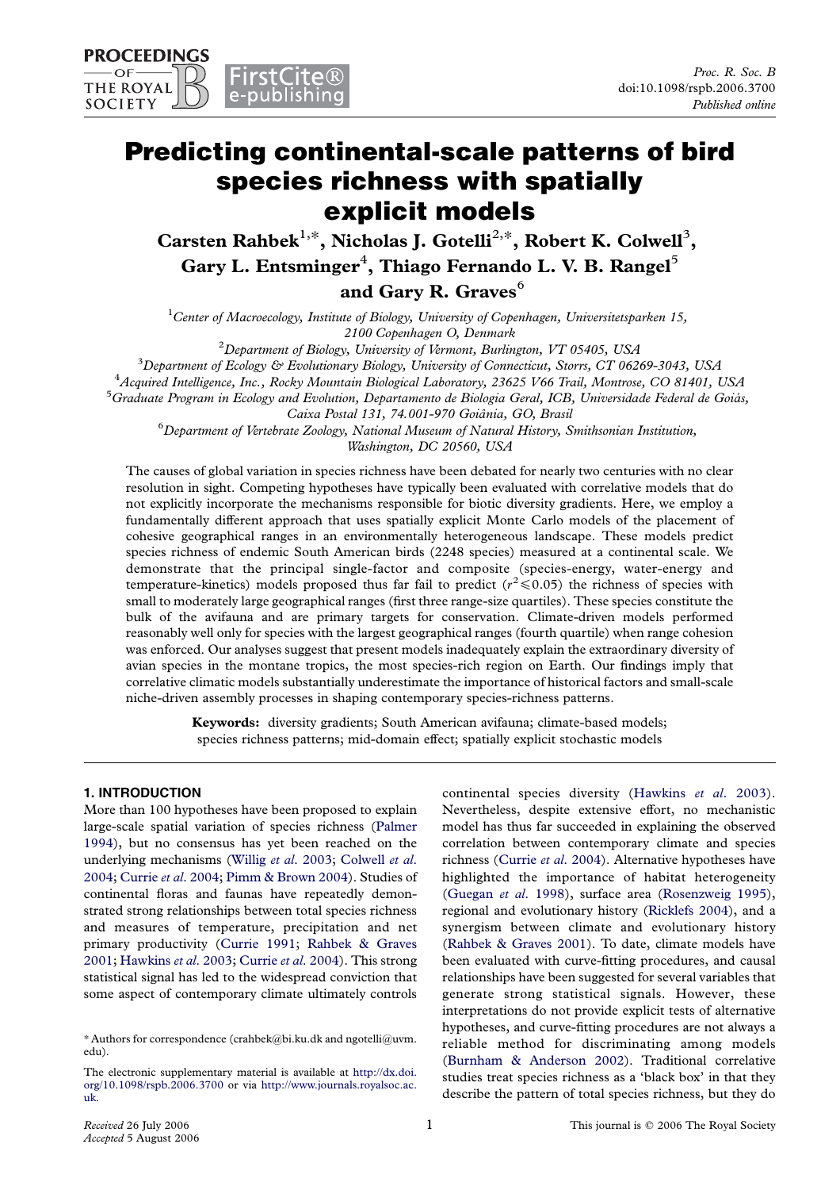# Predicting continental-scale patterns of bird species richness with spatially explicit models

**Carsten Rahbek[1,*], Nicholas J. Gotelli[2,*], Robert K. Colwell[3], Gary L. Entsminger[4], Thiago Fernando L. V. B. Rangel[5] and Gary R. Graves[6]**

[1]*Center of Macroecology, Institute of Biology, University of Copenhagen, Universitetsparken 15, 2100 Copenhagen O, Denmark*

[2]*Department of Biology, University of Vermont, Burlington, VT 05405, USA*

[3]*Department of Ecology & Evolutionary Biology, University of Connecticut, Storrs, CT 06269-3043, USA*

[4]*Acquired Intelligence, Inc., Rocky Mountain Biological Laboratory, 23625 V66 Trail, Montrose, CO 81401, USA*

[5]*Graduate Program in Ecology and Evolution, Departamento de Biologia Geral, ICB, Universidade Federal de Goiás, Caixa Postal 131, 74.001-970 Goiânia, GO, Brasil*

[6]*Department of Vertebrate Zoology, National Museum of Natural History, Smithsonian Institution, Washington, DC 20560, USA*

The causes of global variation in species richness have been debated for nearly two centuries with no clear resolution in sight. Competing hypotheses have typically been evaluated with correlative models that do not explicitly incorporate the mechanisms responsible for biotic diversity gradients. Here, we employ a fundamentally different approach that uses spatially explicit Monte Carlo models of the placement of cohesive geographical ranges in an environmentally heterogeneous landscape. These models predict species richness of endemic South American birds (2248 species) measured at a continental scale. We demonstrate that the principal single-factor and composite (species-energy, water-energy and temperature-kinetics) models proposed thus far fail to predict ($r^2 \leqslant 0.05$) the richness of species with small to moderately large geographical ranges (first three range-size quartiles). These species constitute the bulk of the avifauna and are primary targets for conservation. Climate-driven models performed reasonably well only for species with the largest geographical ranges (fourth quartile) when range cohesion was enforced. Our analyses suggest that present models inadequately explain the extraordinary diversity of avian species in the montane tropics, the most species-rich region on Earth. Our findings imply that correlative climatic models substantially underestimate the importance of historical factors and small-scale niche-driven assembly processes in shaping contemporary species-richness patterns.

**Keywords:** diversity gradients; South American avifauna; climate-based models; species richness patterns; mid-domain effect; spatially explicit stochastic models

## 1. INTRODUCTION

More than 100 hypotheses have been proposed to explain large-scale spatial variation of species richness (Palmer 1994), but no consensus has yet been reached on the underlying mechanisms (Willig *et al*. 2003; Colwell *et al*. 2004; Currie *et al*. 2004; Pimm & Brown 2004). Studies of continental floras and faunas have repeatedly demonstrated strong relationships between total species richness and measures of temperature, precipitation and net primary productivity (Currie 1991; Rahbek & Graves 2001; Hawkins *et al*. 2003; Currie *et al*. 2004). This strong statistical signal has led to the widespread conviction that some aspect of contemporary climate ultimately controls continental species diversity (Hawkins *et al*. 2003). Nevertheless, despite extensive effort, no mechanistic model has thus far succeeded in explaining the observed correlation between contemporary climate and species richness (Currie *et al*. 2004). Alternative hypotheses have highlighted the importance of habitat heterogeneity (Guegan *et al*. 1998), surface area (Rosenzweig 1995), regional and evolutionary history (Ricklefs 2004), and a synergism between climate and evolutionary history (Rahbek & Graves 2001). To date, climate models have been evaluated with curve-fitting procedures, and causal relationships have been suggested for several variables that generate strong statistical signals. However, these interpretations do not provide explicit tests of alternative hypotheses, and curve-fitting procedures are not always a reliable method for discriminating among models (Burnham & Anderson 2002). Traditional correlative studies treat species richness as a 'black box' in that they describe the pattern of total species richness, but they do

\* Authors for correspondence (crahbek@bi.ku.dk and ngotelli@uvm.edu).

The electronic supplementary material is available at http://dx.doi.org/10.1098/rspb.2006.3700 or via http://www.journals.royalsoc.ac.uk.

Received 26 July 2006
Accepted 5 August 2006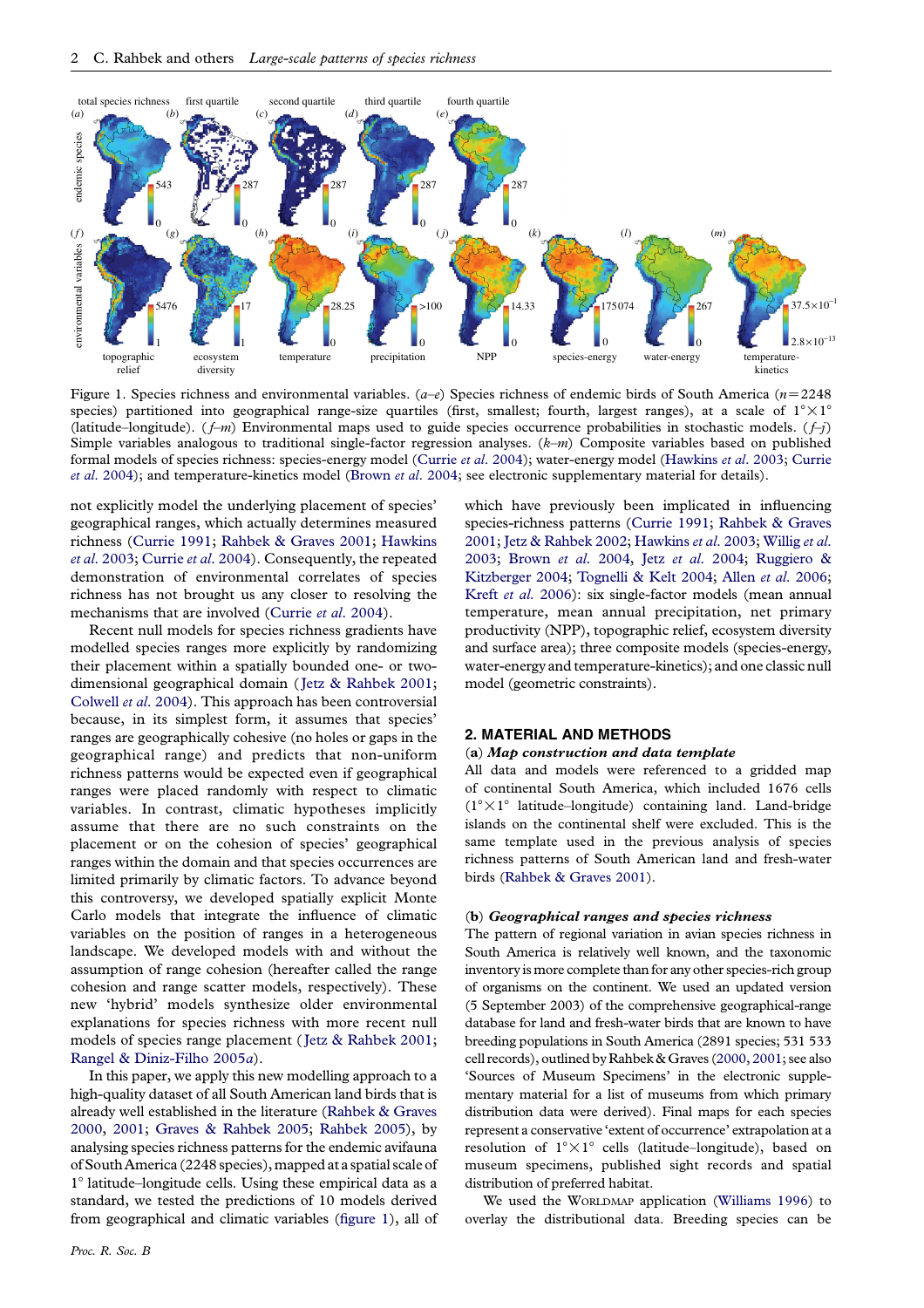total species richness
first quartile
second quartile
third quartile
fourth quartile

(a) (b) (c) (d) (e)

endemic species

543
287
287
287
287
0

(f) (g) (h) (i) (j) (k) (l) (m)

environmental variables

5476
17
28.25
>100
14.33
175 074
267
37.5×10⁻¹
2.8×10⁻¹³
1
0

topographic relief
ecosystem diversity
temperature
precipitation
NPP
species-energy
water-energy
temperature-kinetics

Figure 1. Species richness and environmental variables. (*a–e*) Species richness of endemic birds of South America ($n=2248$ species) partitioned into geographical range-size quartiles (first, smallest; fourth, largest ranges), at a scale of $1^\circ \times 1^\circ$ (latitude–longitude). (*f–m*) Environmental maps used to guide species occurrence probabilities in stochastic models. (*f–j*) Simple variables analogous to traditional single-factor regression analyses. (*k–m*) Composite variables based on published formal models of species richness: species-energy model (Currie *et al.* 2004); water-energy model (Hawkins *et al.* 2003; Currie *et al.* 2004); and temperature-kinetics model (Brown *et al.* 2004; see electronic supplementary material for details).

not explicitly model the underlying placement of species' geographical ranges, which actually determines measured richness (Currie 1991; Rahbek & Graves 2001; Hawkins *et al.* 2003; Currie *et al.* 2004). Consequently, the repeated demonstration of environmental correlates of species richness has not brought us any closer to resolving the mechanisms that are involved (Currie *et al.* 2004).

Recent null models for species richness gradients have modelled species ranges more explicitly by randomizing their placement within a spatially bounded one- or two-dimensional geographical domain (Jetz & Rahbek 2001; Colwell *et al.* 2004). This approach has been controversial because, in its simplest form, it assumes that species' ranges are geographically cohesive (no holes or gaps in the geographical range) and predicts that non-uniform richness patterns would be expected even if geographical ranges were placed randomly with respect to climatic variables. In contrast, climatic hypotheses implicitly assume that there are no such constraints on the placement or on the cohesion of species' geographical ranges within the domain and that species occurrences are limited primarily by climatic factors. To advance beyond this controversy, we developed spatially explicit Monte Carlo models that integrate the influence of climatic variables on the position of ranges in a heterogeneous landscape. We developed models with and without the assumption of range cohesion (hereafter called the range cohesion and range scatter models, respectively). These new 'hybrid' models synthesize older environmental explanations for species richness with more recent null models of species range placement (Jetz & Rahbek 2001; Rangel & Diniz-Filho 2005*a*).

In this paper, we apply this new modelling approach to a high-quality dataset of all South American land birds that is already well established in the literature (Rahbek & Graves 2000, 2001; Graves & Rahbek 2005; Rahbek 2005), by analysing species richness patterns for the endemic avifauna of South America (2248 species), mapped at a spatial scale of 1° latitude–longitude cells. Using these empirical data as a standard, we tested the predictions of 10 models derived from geographical and climatic variables (figure 1), all of which have previously been implicated in influencing species-richness patterns (Currie 1991; Rahbek & Graves 2001; Jetz & Rahbek 2002; Hawkins *et al.* 2003; Willig *et al.* 2003; Brown *et al.* 2004; Jetz *et al.* 2004; Ruggiero & Kitzberger 2004; Tognelli & Kelt 2004; Allen *et al.* 2006; Kreft *et al.* 2006): six single-factor models (mean annual temperature, mean annual precipitation, net primary productivity (NPP), topographic relief, ecosystem diversity and surface area); three composite models (species-energy, water-energy and temperature-kinetics); and one classic null model (geometric constraints).

## 2. MATERIAL AND METHODS

### (a) *Map construction and data template*

All data and models were referenced to a gridded map of continental South America, which included 1676 cells ($1^\circ \times 1^\circ$ latitude–longitude) containing land. Land-bridge islands on the continental shelf were excluded. This is the same template used in the previous analysis of species richness patterns of South American land and fresh-water birds (Rahbek & Graves 2001).

### (b) *Geographical ranges and species richness*

The pattern of regional variation in avian species richness in South America is relatively well known, and the taxonomic inventory is more complete than for any other species-rich group of organisms on the continent. We used an updated version (5 September 2003) of the comprehensive geographical-range database for land and fresh-water birds that are known to have breeding populations in South America (2891 species; 531 533 cell records), outlined by Rahbek & Graves (2000, 2001; see also 'Sources of Museum Specimens' in the electronic supplementary material for a list of museums from which primary distribution data were derived). Final maps for each species represent a conservative 'extent of occurrence' extrapolation at a resolution of $1^\circ \times 1^\circ$ cells (latitude–longitude), based on museum specimens, published sight records and spatial distribution of preferred habitat.

We used the WORLDMAP application (Williams 1996) to overlay the distributional data. Breeding species can be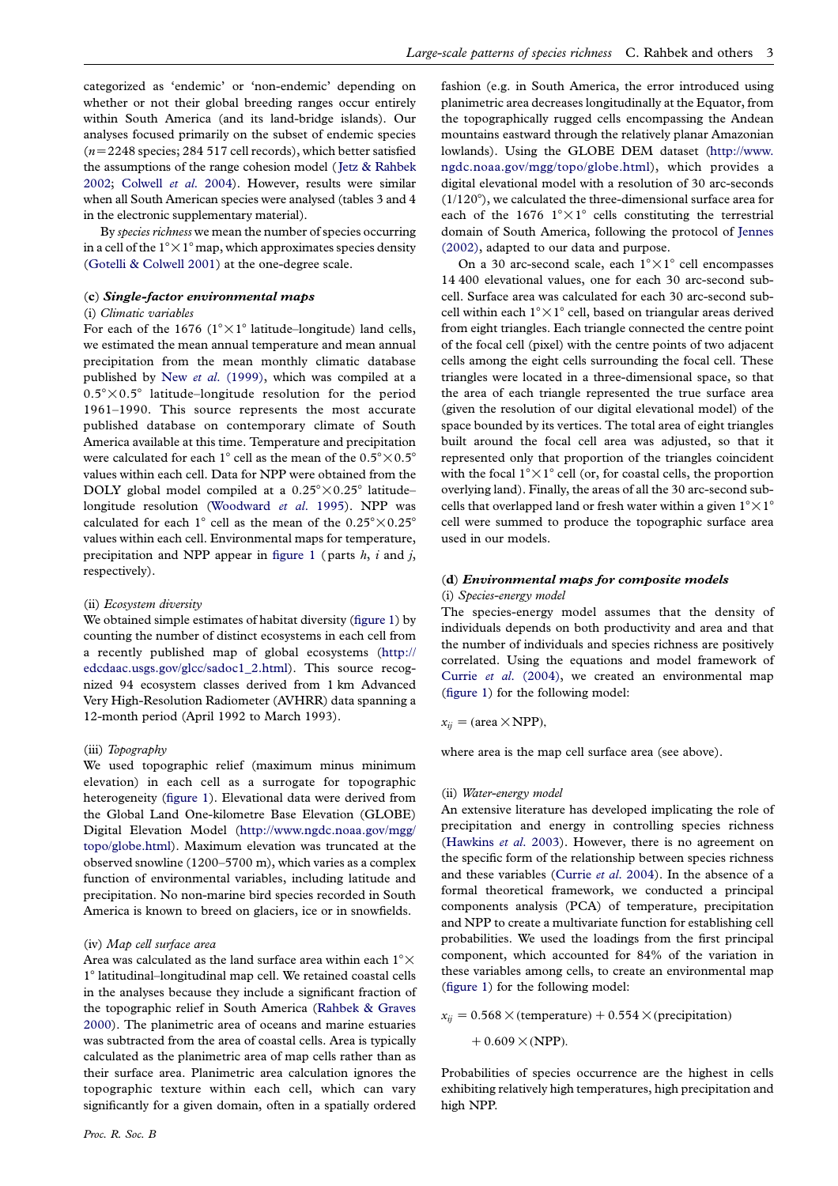categorized as 'endemic' or 'non-endemic' depending on whether or not their global breeding ranges occur entirely within South America (and its land-bridge islands). Our analyses focused primarily on the subset of endemic species ($n=2248$ species; 284 517 cell records), which better satisfied the assumptions of the range cohesion model (Jetz & Rahbek 2002; Colwell *et al.* 2004). However, results were similar when all South American species were analysed (tables 3 and 4 in the electronic supplementary material).

By *species richness* we mean the number of species occurring in a cell of the $1^\circ \times 1^\circ$ map, which approximates species density (Gotelli & Colwell 2001) at the one-degree scale.

### (c) *Single-factor environmental maps*

#### (i) *Climatic variables*

For each of the 1676 ($1^\circ \times 1^\circ$ latitude–longitude) land cells, we estimated the mean annual temperature and mean annual precipitation from the mean monthly climatic database published by New *et al.* (1999), which was compiled at a $0.5^\circ \times 0.5^\circ$ latitude–longitude resolution for the period 1961–1990. This source represents the most accurate published database on contemporary climate of South America available at this time. Temperature and precipitation were calculated for each $1^\circ$ cell as the mean of the $0.5^\circ \times 0.5^\circ$ values within each cell. Data for NPP were obtained from the DOLY global model compiled at a $0.25^\circ \times 0.25^\circ$ latitude–longitude resolution (Woodward *et al.* 1995). NPP was calculated for each $1^\circ$ cell as the mean of the $0.25^\circ \times 0.25^\circ$ values within each cell. Environmental maps for temperature, precipitation and NPP appear in figure 1 (parts *h*, *i* and *j*, respectively).

#### (ii) *Ecosystem diversity*

We obtained simple estimates of habitat diversity (figure 1) by counting the number of distinct ecosystems in each cell from a recently published map of global ecosystems (http://edcdaac.usgs.gov/glcc/sadoc1_2.html). This source recognized 94 ecosystem classes derived from 1 km Advanced Very High-Resolution Radiometer (AVHRR) data spanning a 12-month period (April 1992 to March 1993).

#### (iii) *Topography*

We used topographic relief (maximum minus minimum elevation) in each cell as a surrogate for topographic heterogeneity (figure 1). Elevational data were derived from the Global Land One-kilometre Base Elevation (GLOBE) Digital Elevation Model (http://www.ngdc.noaa.gov/mgg/topo/globe.html). Maximum elevation was truncated at the observed snowline (1200–5700 m), which varies as a complex function of environmental variables, including latitude and precipitation. No non-marine bird species recorded in South America is known to breed on glaciers, ice or in snowfields.

#### (iv) *Map cell surface area*

Area was calculated as the land surface area within each $1^\circ \times 1^\circ$ latitudinal–longitudinal map cell. We retained coastal cells in the analyses because they include a significant fraction of the topographic relief in South America (Rahbek & Graves 2000). The planimetric area of oceans and marine estuaries was subtracted from the area of coastal cells. Area is typically calculated as the planimetric area of map cells rather than as their surface area. Planimetric area calculation ignores the topographic texture within each cell, which can vary significantly for a given domain, often in a spatially ordered fashion (e.g. in South America, the error introduced using planimetric area decreases longitudinally at the Equator, from the topographically rugged cells encompassing the Andean mountains eastward through the relatively planar Amazonian lowlands). Using the GLOBE DEM dataset (http://www.ngdc.noaa.gov/mgg/topo/globe.html), which provides a digital elevational model with a resolution of 30 arc-seconds ($1/120^\circ$), we calculated the three-dimensional surface area for each of the 1676 $1^\circ \times 1^\circ$ cells constituting the terrestrial domain of South America, following the protocol of Jennes (2002), adapted to our data and purpose.

On a 30 arc-second scale, each $1^\circ \times 1^\circ$ cell encompasses 14 400 elevational values, one for each 30 arc-second subcell. Surface area was calculated for each 30 arc-second subcell within each $1^\circ \times 1^\circ$ cell, based on triangular areas derived from eight triangles. Each triangle connected the centre point of the focal cell (pixel) with the centre points of two adjacent cells among the eight cells surrounding the focal cell. These triangles were located in a three-dimensional space, so that the area of each triangle represented the true surface area (given the resolution of our digital elevational model) of the space bounded by its vertices. The total area of eight triangles built around the focal cell area was adjusted, so that it represented only that proportion of the triangles coincident with the focal $1^\circ \times 1^\circ$ cell (or, for coastal cells, the proportion overlying land). Finally, the areas of all the 30 arc-second subcells that overlapped land or fresh water within a given $1^\circ \times 1^\circ$ cell were summed to produce the topographic surface area used in our models.

### (d) *Environmental maps for composite models*

#### (i) *Species-energy model*

The species-energy model assumes that the density of individuals depends on both productivity and area and that the number of individuals and species richness are positively correlated. Using the equations and model framework of Currie *et al.* (2004), we created an environmental map (figure 1) for the following model:

$$x_{ij} = (\text{area} \times \text{NPP}),$$

where area is the map cell surface area (see above).

#### (ii) *Water-energy model*

An extensive literature has developed implicating the role of precipitation and energy in controlling species richness (Hawkins *et al.* 2003). However, there is no agreement on the specific form of the relationship between species richness and these variables (Currie *et al.* 2004). In the absence of a formal theoretical framework, we conducted a principal components analysis (PCA) of temperature, precipitation and NPP to create a multivariate function for establishing cell probabilities. We used the loadings from the first principal component, which accounted for 84% of the variation in these variables among cells, to create an environmental map (figure 1) for the following model:

$$x_{ij} = 0.568 \times (\text{temperature}) + 0.554 \times (\text{precipitation}) + 0.609 \times (\text{NPP}).$$

Probabilities of species occurrence are the highest in cells exhibiting relatively high temperatures, high precipitation and high NPP.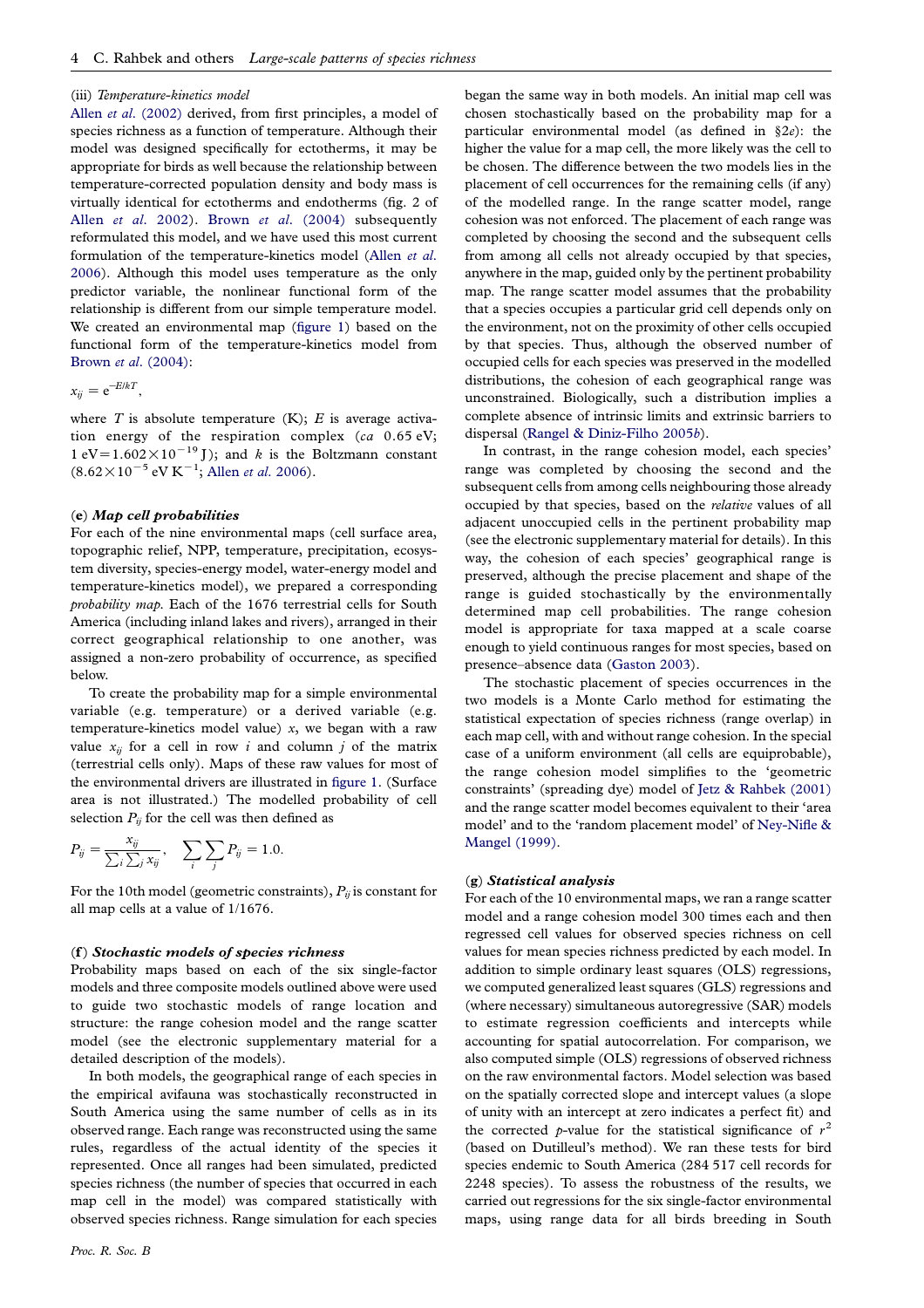(iii) *Temperature-kinetics model*

Allen *et al.* (2002) derived, from first principles, a model of species richness as a function of temperature. Although their model was designed specifically for ectotherms, it may be appropriate for birds as well because the relationship between temperature-corrected population density and body mass is virtually identical for ectotherms and endotherms (fig. 2 of Allen *et al.* 2002). Brown *et al.* (2004) subsequently reformulated this model, and we have used this most current formulation of the temperature-kinetics model (Allen *et al.* 2006). Although this model uses temperature as the only predictor variable, the nonlinear functional form of the relationship is different from our simple temperature model. We created an environmental map (figure 1) based on the functional form of the temperature-kinetics model from Brown *et al.* (2004):

$$x_{ij} = e^{-E/kT},$$

where $T$ is absolute temperature (K); $E$ is average activation energy of the respiration complex (*ca* 0.65 eV; $1\ \text{eV} = 1.602\times10^{-19}$ J); and $k$ is the Boltzmann constant ($8.62\times10^{-5}\ \text{eV K}^{-1}$; Allen *et al.* 2006).

### (e) *Map cell probabilities*

For each of the nine environmental maps (cell surface area, topographic relief, NPP, temperature, precipitation, ecosystem diversity, species-energy model, water-energy model and temperature-kinetics model), we prepared a corresponding *probability map*. Each of the 1676 terrestrial cells for South America (including inland lakes and rivers), arranged in their correct geographical relationship to one another, was assigned a non-zero probability of occurrence, as specified below.

To create the probability map for a simple environmental variable (e.g. temperature) or a derived variable (e.g. temperature-kinetics model value) $x$, we began with a raw value $x_{ij}$ for a cell in row $i$ and column $j$ of the matrix (terrestrial cells only). Maps of these raw values for most of the environmental drivers are illustrated in figure 1. (Surface area is not illustrated.) The modelled probability of cell selection $P_{ij}$ for the cell was then defined as

$$P_{ij} = \frac{x_{ij}}{\sum_i \sum_j x_{ij}}, \quad \sum_i \sum_j P_{ij} = 1.0.$$

For the 10th model (geometric constraints), $P_{ij}$ is constant for all map cells at a value of 1/1676.

### (f) *Stochastic models of species richness*

Probability maps based on each of the six single-factor models and three composite models outlined above were used to guide two stochastic models of range location and structure: the range cohesion model and the range scatter model (see the electronic supplementary material for a detailed description of the models).

In both models, the geographical range of each species in the empirical avifauna was stochastically reconstructed in South America using the same number of cells as in its observed range. Each range was reconstructed using the same rules, regardless of the actual identity of the species it represented. Once all ranges had been simulated, predicted species richness (the number of species that occurred in each map cell in the model) was compared statistically with observed species richness. Range simulation for each species began the same way in both models. An initial map cell was chosen stochastically based on the probability map for a particular environmental model (as defined in §2*e*): the higher the value for a map cell, the more likely was the cell to be chosen. The difference between the two models lies in the placement of cell occurrences for the remaining cells (if any) of the modelled range. In the range scatter model, range cohesion was not enforced. The placement of each range was completed by choosing the second and the subsequent cells from among all cells not already occupied by that species, anywhere in the map, guided only by the pertinent probability map. The range scatter model assumes that the probability that a species occupies a particular grid cell depends only on the environment, not on the proximity of other cells occupied by that species. Thus, although the observed number of occupied cells for each species was preserved in the modelled distributions, the cohesion of each geographical range was unconstrained. Biologically, such a distribution implies a complete absence of intrinsic limits and extrinsic barriers to dispersal (Rangel & Diniz-Filho 2005*b*).

In contrast, in the range cohesion model, each species' range was completed by choosing the second and the subsequent cells from among cells neighbouring those already occupied by that species, based on the *relative* values of all adjacent unoccupied cells in the pertinent probability map (see the electronic supplementary material for details). In this way, the cohesion of each species' geographical range is preserved, although the precise placement and shape of the range is guided stochastically by the environmentally determined map cell probabilities. The range cohesion model is appropriate for taxa mapped at a scale coarse enough to yield continuous ranges for most species, based on presence–absence data (Gaston 2003).

The stochastic placement of species occurrences in the two models is a Monte Carlo method for estimating the statistical expectation of species richness (range overlap) in each map cell, with and without range cohesion. In the special case of a uniform environment (all cells are equiprobable), the range cohesion model simplifies to the 'geometric constraints' (spreading dye) model of Jetz & Rahbek (2001) and the range scatter model becomes equivalent to their 'area model' and to the 'random placement model' of Ney-Nifle & Mangel (1999).

### (g) *Statistical analysis*

For each of the 10 environmental maps, we ran a range scatter model and a range cohesion model 300 times each and then regressed cell values for observed species richness on cell values for mean species richness predicted by each model. In addition to simple ordinary least squares (OLS) regressions, we computed generalized least squares (GLS) regressions and (where necessary) simultaneous autoregressive (SAR) models to estimate regression coefficients and intercepts while accounting for spatial autocorrelation. For comparison, we also computed simple (OLS) regressions of observed richness on the raw environmental factors. Model selection was based on the spatially corrected slope and intercept values (a slope of unity with an intercept at zero indicates a perfect fit) and the corrected $p$-value for the statistical significance of $r^2$ (based on Dutilleul's method). We ran these tests for bird species endemic to South America (284 517 cell records for 2248 species). To assess the robustness of the results, we carried out regressions for the six single-factor environmental maps, using range data for all birds breeding in South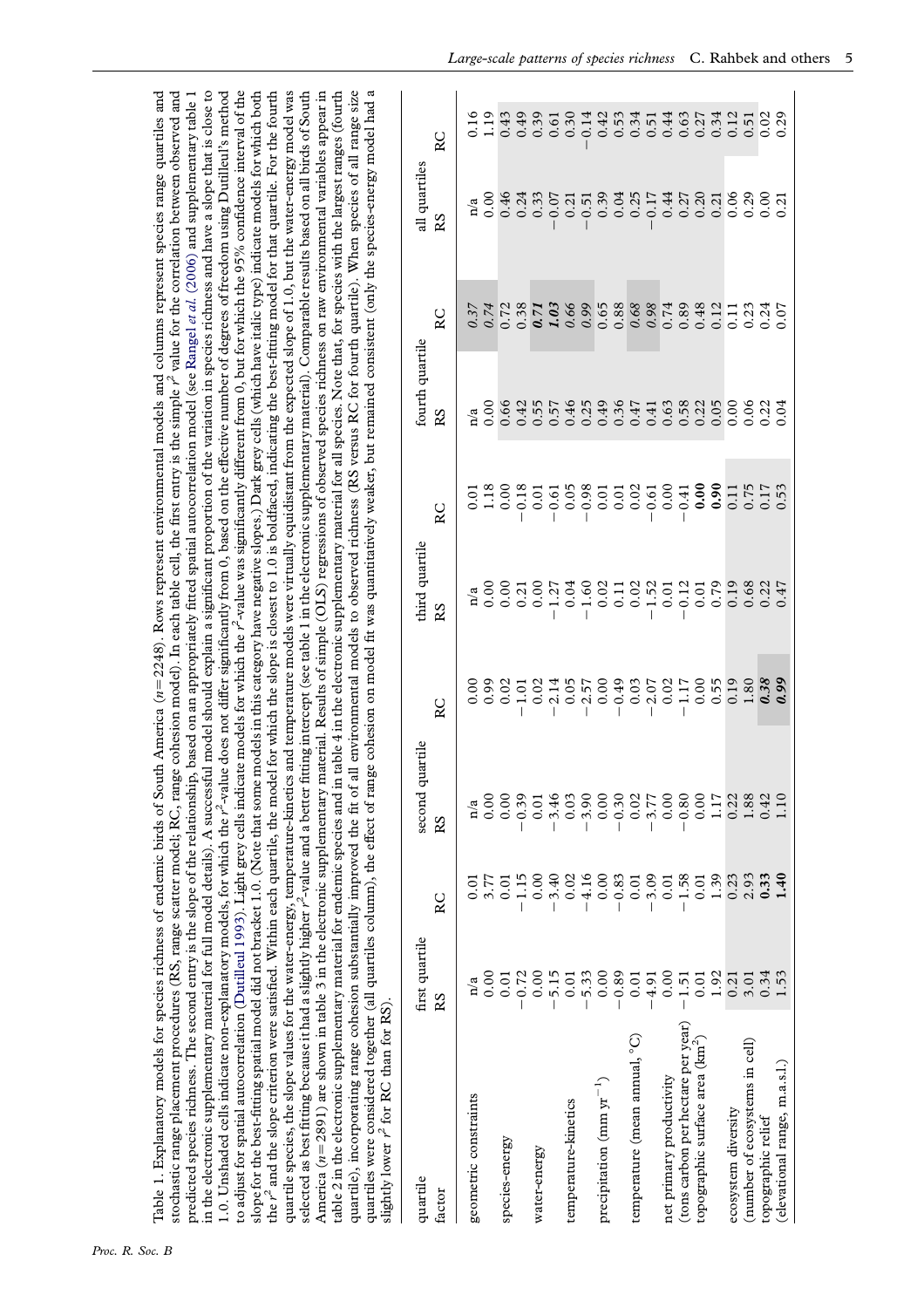Table 1. Explanatory models for species richness of endemic birds of South America ($n=2248$). Rows represent environmental models and columns represent species range quartiles and stochastic range placement procedures (RS, range scatter model; RC, range cohesion model). In each table cell, the first entry is the simple $r^2$ value for the correlation between observed and predicted species richness. The second entry is the slope of the relationship, based on an appropriately fitted spatial autocorrelation model (see Rangel *et al.* (2006) and supplementary table 1 in the electronic supplementary material for full model details). A successful model should explain a significant proportion of the variation in species richness and have a slope that is close to 1.0. Unshaded cells indicate non-explanatory models, for which the $r^2$-value does not differ significantly from 0, based on the effective number of degrees of freedom using Dutilleul's method to adjust for spatial autocorrelation (Dutilleul 1993). Light grey cells indicate models for which the $r^2$-value was significantly different from 0, but for which the 95% confidence interval of the slope for the best-fitting spatial model did not bracket 1.0. (Note that some models in this category have negative slopes.) Dark grey cells (which have italic type) indicate models for which both the $r^2$ and the slope criterion were satisfied. Within each quartile, the model for which the slope is closest to 1.0 is boldfaced, indicating the best-fitting model for that quartile. For the fourth quartile species, the slope values for the water-energy, temperature-kinetics and temperature models were virtually equidistant from the expected slope of 1.0, but the water-energy model was selected as best fitting because it had a slightly higher $r^2$-value and a better fitting intercept (see table 1 in the electronic supplementary material). Comparable results based on all birds of South America ($n=2891$) are shown in table 3 in the electronic supplementary material. Results of simple (OLS) regressions of observed species richness on raw environmental variables appear in table 2 in the electronic supplementary material for endemic species and in table 4 in the electronic supplementary material for all species. Note that, for species with the largest ranges (fourth quartile), incorporating range cohesion substantially improved the fit of all environmental models to observed richness (RS versus RC for fourth quartile). When species of all range size quartiles were considered together (all quartiles column), the effect of range cohesion on model fit was quantitatively weaker, but remained consistent (only the species-energy model had a slightly lower $r^2$ for RC than for RS).

| quartile | first quartile | | second quartile | | third quartile | | fourth quartile | | all quartiles | |
|---|---|---|---|---|---|---|---|---|---|---|
| factor | RS | RC | RS | RC | RS | RC | RS | RC | RS | RC |
| geometric constraints | n/a | 0.01 | n/a | 0.00 | n/a | 0.01 | n/a | *0.37* | n/a | 0.16 |
| | 0.00 | 3.77 | 0.00 | 0.99 | 0.00 | 1.18 | 0.00 | *0.74* | 0.00 | 1.19 |
| species-energy | 0.01 | 0.01 | 0.00 | 0.02 | 0.00 | 0.00 | 0.66 | 0.72 | 0.46 | 0.43 |
| | −0.72 | −1.15 | −0.39 | −1.01 | 0.21 | −0.18 | 0.42 | 0.38 | 0.24 | 0.49 |
| water-energy | 0.00 | 0.00 | 0.01 | 0.02 | 0.00 | 0.01 | 0.55 | ***0.71*** | 0.33 | 0.39 |
| | −5.15 | −3.40 | −3.46 | −2.14 | −1.27 | −0.61 | 0.57 | ***1.03*** | −0.07 | 0.61 |
| temperature-kinetics | 0.01 | 0.02 | 0.03 | 0.05 | 0.04 | 0.05 | 0.46 | *0.66* | 0.21 | 0.30 |
| | −5.33 | −4.16 | −3.90 | −2.57 | −1.60 | −0.98 | 0.25 | *0.99* | −0.51 | −0.14 |
| precipitation (mm yr$^{-1}$) | 0.00 | 0.00 | 0.00 | 0.00 | 0.02 | 0.01 | 0.49 | 0.65 | 0.39 | 0.42 |
| | −0.89 | −0.83 | −0.30 | −0.49 | 0.11 | 0.01 | 0.36 | 0.88 | 0.04 | 0.53 |
| temperature (mean annual, °C) | 0.01 | 0.01 | 0.02 | 0.03 | 0.02 | 0.02 | 0.47 | *0.68* | 0.25 | 0.34 |
| | −4.91 | −3.09 | −3.77 | −2.07 | −1.52 | −0.61 | 0.41 | *0.98* | −0.17 | 0.51 |
| net primary productivity | 0.00 | 0.01 | 0.00 | 0.02 | 0.01 | 0.00 | 0.63 | 0.74 | 0.44 | 0.44 |
| (tons carbon per hectare per year) | −1.51 | −1.58 | −0.80 | −1.17 | −0.12 | −0.41 | 0.58 | 0.89 | 0.27 | 0.63 |
| topographic surface area (km$^2$) | 0.01 | 0.01 | 0.00 | 0.00 | 0.01 | **0.00** | 0.22 | 0.48 | 0.20 | 0.27 |
| | 1.92 | 1.39 | 1.17 | 0.55 | 0.79 | **0.90** | 0.05 | 0.12 | 0.21 | 0.34 |
| ecosystem diversity | 0.21 | 0.23 | 0.22 | 0.19 | 0.19 | 0.11 | 0.00 | 0.11 | 0.06 | 0.12 |
| (number of ecosystems in cell) | 3.01 | 2.93 | 1.88 | 1.80 | 0.68 | 0.75 | 0.06 | 0.23 | 0.29 | 0.51 |
| topographic relief | 0.34 | **0.33** | 0.42 | ***0.38*** | 0.22 | 0.17 | 0.22 | 0.24 | 0.00 | 0.02 |
| (elevational range, m.a.s.l.) | 1.53 | **1.40** | 1.10 | ***0.99*** | 0.47 | 0.53 | 0.04 | 0.07 | 0.21 | 0.29 |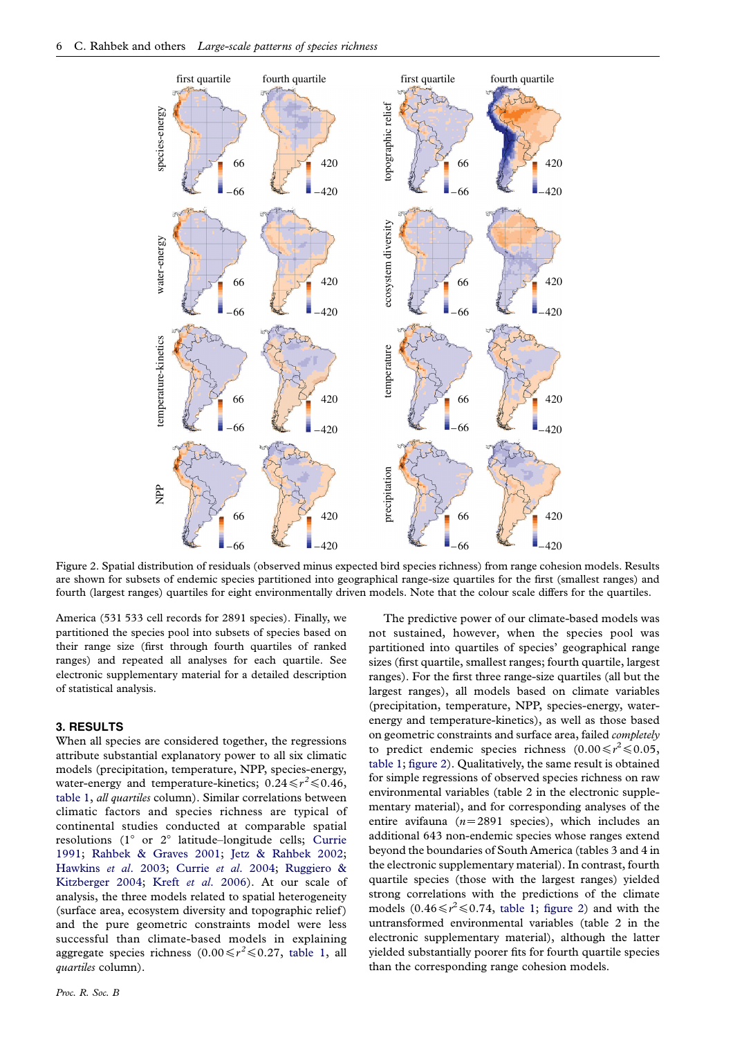first quartile

fourth quartile

first quartile

fourth quartile

species-energy

66

–66

420

–420

topographic relief

66

–66

420

–420

water-energy

66

–66

420

–420

ecosystem diversity

66

–66

420

–420

temperature-kinetics

66

–66

420

–420

temperature

66

–66

420

–420

NPP

66

–66

420

–420

precipitation

66

–66

420

–420

Figure 2. Spatial distribution of residuals (observed minus expected bird species richness) from range cohesion models. Results are shown for subsets of endemic species partitioned into geographical range-size quartiles for the first (smallest ranges) and fourth (largest ranges) quartiles for eight environmentally driven models. Note that the colour scale differs for the quartiles.

America (531 533 cell records for 2891 species). Finally, we partitioned the species pool into subsets of species based on their range size (first through fourth quartiles of ranked ranges) and repeated all analyses for each quartile. See electronic supplementary material for a detailed description of statistical analysis.

## 3. RESULTS

When all species are considered together, the regressions attribute substantial explanatory power to all six climatic models (precipitation, temperature, NPP, species-energy, water-energy and temperature-kinetics; $0.24 \leqslant r^2 \leqslant 0.46$, table 1, *all quartiles* column). Similar correlations between climatic factors and species richness are typical of continental studies conducted at comparable spatial resolutions (1° or 2° latitude–longitude cells; Currie 1991; Rahbek & Graves 2001; Jetz & Rahbek 2002; Hawkins *et al.* 2003; Currie *et al.* 2004; Ruggiero & Kitzberger 2004; Kreft *et al.* 2006). At our scale of analysis, the three models related to spatial heterogeneity (surface area, ecosystem diversity and topographic relief) and the pure geometric constraints model were less successful than climate-based models in explaining aggregate species richness ($0.00 \leqslant r^2 \leqslant 0.27$, table 1, *all quartiles* column).

The predictive power of our climate-based models was not sustained, however, when the species pool was partitioned into quartiles of species' geographical range sizes (first quartile, smallest ranges; fourth quartile, largest ranges). For the first three range-size quartiles (all but the largest ranges), all models based on climate variables (precipitation, temperature, NPP, species-energy, water-energy and temperature-kinetics), as well as those based on geometric constraints and surface area, failed *completely* to predict endemic species richness ($0.00 \leqslant r^2 \leqslant 0.05$, table 1; figure 2). Qualitatively, the same result is obtained for simple regressions of observed species richness on raw environmental variables (table 2 in the electronic supplementary material), and for corresponding analyses of the entire avifauna ($n = 2891$ species), which includes an additional 643 non-endemic species whose ranges extend beyond the boundaries of South America (tables 3 and 4 in the electronic supplementary material). In contrast, fourth quartile species (those with the largest ranges) yielded strong correlations with the predictions of the climate models ($0.46 \leqslant r^2 \leqslant 0.74$, table 1; figure 2) and with the untransformed environmental variables (table 2 in the electronic supplementary material), although the latter yielded substantially poorer fits for fourth quartile species than the corresponding range cohesion models.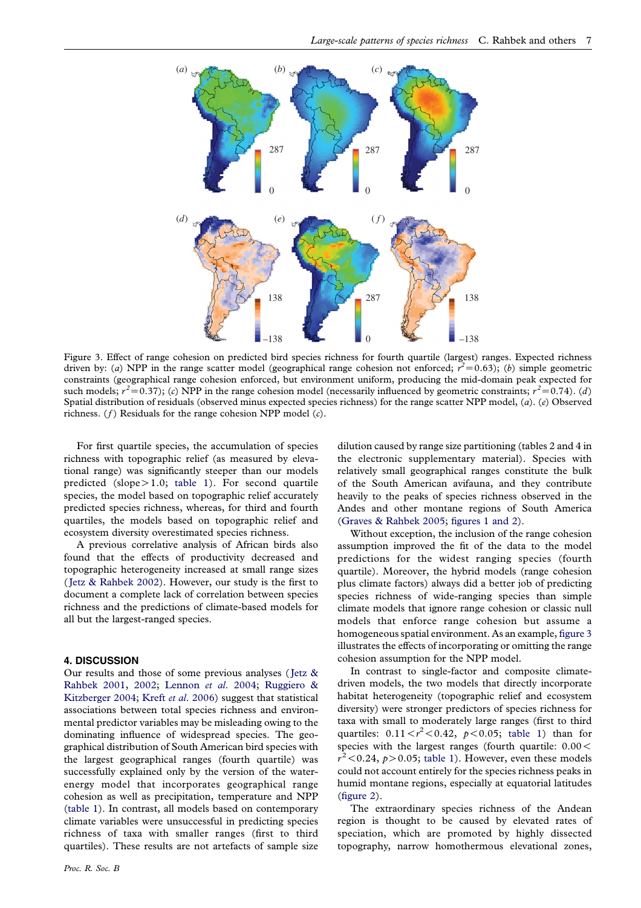(a)
287
0

(b)
287
0

(c)
287
0

(d)
138
−138

(e)
287
0

(f)
138
−138

Figure 3. Effect of range cohesion on predicted bird species richness for fourth quartile (largest) ranges. Expected richness driven by: (*a*) NPP in the range scatter model (geographical range cohesion not enforced; $r^2=0.63$); (*b*) simple geometric constraints (geographical range cohesion enforced, but environment uniform, producing the mid-domain peak expected for such models; $r^2=0.37$); (*c*) NPP in the range cohesion model (necessarily influenced by geometric constraints; $r^2=0.74$). (*d*) Spatial distribution of residuals (observed minus expected species richness) for the range scatter NPP model, (*a*). (*e*) Observed richness. (*f*) Residuals for the range cohesion NPP model (*c*).

For first quartile species, the accumulation of species richness with topographic relief (as measured by elevational range) was significantly steeper than our models predicted (slope $>1.0$; table 1). For second quartile species, the model based on topographic relief accurately predicted species richness, whereas, for third and fourth quartiles, the models based on topographic relief and ecosystem diversity overestimated species richness.

A previous correlative analysis of African birds also found that the effects of productivity decreased and topographic heterogeneity increased at small range sizes (Jetz & Rahbek 2002). However, our study is the first to document a complete lack of correlation between species richness and the predictions of climate-based models for all but the largest-ranged species.

## 4. DISCUSSION

Our results and those of some previous analyses (Jetz & Rahbek 2001, 2002; Lennon *et al.* 2004; Ruggiero & Kitzberger 2004; Kreft *et al.* 2006) suggest that statistical associations between total species richness and environmental predictor variables may be misleading owing to the dominating influence of widespread species. The geographical distribution of South American bird species with the largest geographical ranges (fourth quartile) was successfully explained only by the version of the water-energy model that incorporates geographical range cohesion as well as precipitation, temperature and NPP (table 1). In contrast, all models based on contemporary climate variables were unsuccessful in predicting species richness of taxa with smaller ranges (first to third quartiles). These results are not artefacts of sample size dilution caused by range size partitioning (tables 2 and 4 in the electronic supplementary material). Species with relatively small geographical ranges constitute the bulk of the South American avifauna, and they contribute heavily to the peaks of species richness observed in the Andes and other montane regions of South America (Graves & Rahbek 2005; figures 1 and 2).

Without exception, the inclusion of the range cohesion assumption improved the fit of the data to the model predictions for the widest ranging species (fourth quartile). Moreover, the hybrid models (range cohesion plus climate factors) always did a better job of predicting species richness of wide-ranging species than simple climate models that ignore range cohesion or classic null models that enforce range cohesion but assume a homogeneous spatial environment. As an example, figure 3 illustrates the effects of incorporating or omitting the range cohesion assumption for the NPP model.

In contrast to single-factor and composite climate-driven models, the two models that directly incorporate habitat heterogeneity (topographic relief and ecosystem diversity) were stronger predictors of species richness for taxa with small to moderately large ranges (first to third quartiles: $0.11<r^2<0.42$, $p<0.05$; table 1) than for species with the largest ranges (fourth quartile: $0.00<r^2<0.24$, $p>0.05$; table 1). However, even these models could not account entirely for the species richness peaks in humid montane regions, especially at equatorial latitudes (figure 2).

The extraordinary species richness of the Andean region is thought to be caused by elevated rates of speciation, which are promoted by highly dissected topography, narrow homothermous elevational zones,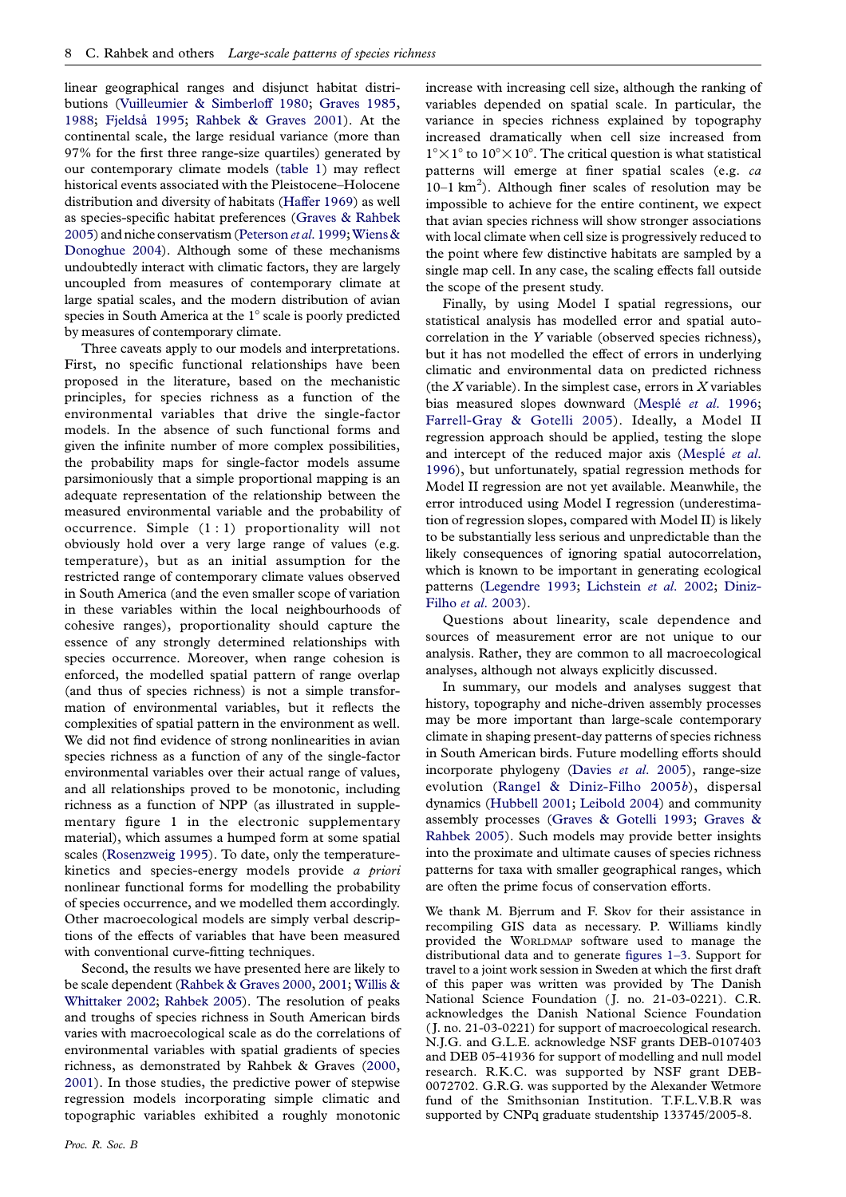linear geographical ranges and disjunct habitat distributions (Vuilleumier & Simberloff 1980; Graves 1985, 1988; Fjeldså 1995; Rahbek & Graves 2001). At the continental scale, the large residual variance (more than 97% for the first three range-size quartiles) generated by our contemporary climate models (table 1) may reflect historical events associated with the Pleistocene–Holocene distribution and diversity of habitats (Haffer 1969) as well as species-specific habitat preferences (Graves & Rahbek 2005) and niche conservatism (Peterson *et al.* 1999; Wiens & Donoghue 2004). Although some of these mechanisms undoubtedly interact with climatic factors, they are largely uncoupled from measures of contemporary climate at large spatial scales, and the modern distribution of avian species in South America at the 1° scale is poorly predicted by measures of contemporary climate.

Three caveats apply to our models and interpretations. First, no specific functional relationships have been proposed in the literature, based on the mechanistic principles, for species richness as a function of the environmental variables that drive the single-factor models. In the absence of such functional forms and given the infinite number of more complex possibilities, the probability maps for single-factor models assume parsimoniously that a simple proportional mapping is an adequate representation of the relationship between the measured environmental variable and the probability of occurrence. Simple (1 : 1) proportionality will not obviously hold over a very large range of values (e.g. temperature), but as an initial assumption for the restricted range of contemporary climate values observed in South America (and the even smaller scope of variation in these variables within the local neighbourhoods of cohesive ranges), proportionality should capture the essence of any strongly determined relationships with species occurrence. Moreover, when range cohesion is enforced, the modelled spatial pattern of range overlap (and thus of species richness) is not a simple transformation of environmental variables, but it reflects the complexities of spatial pattern in the environment as well. We did not find evidence of strong nonlinearities in avian species richness as a function of any of the single-factor environmental variables over their actual range of values, and all relationships proved to be monotonic, including richness as a function of NPP (as illustrated in supplementary figure 1 in the electronic supplementary material), which assumes a humped form at some spatial scales (Rosenzweig 1995). To date, only the temperature-kinetics and species-energy models provide *a priori* nonlinear functional forms for modelling the probability of species occurrence, and we modelled them accordingly. Other macroecological models are simply verbal descriptions of the effects of variables that have been measured with conventional curve-fitting techniques.

Second, the results we have presented here are likely to be scale dependent (Rahbek & Graves 2000, 2001; Willis & Whittaker 2002; Rahbek 2005). The resolution of peaks and troughs of species richness in South American birds varies with macroecological scale as do the correlations of environmental variables with spatial gradients of species richness, as demonstrated by Rahbek & Graves (2000, 2001). In those studies, the predictive power of stepwise regression models incorporating simple climatic and topographic variables exhibited a roughly monotonic increase with increasing cell size, although the ranking of variables depended on spatial scale. In particular, the variance in species richness explained by topography increased dramatically when cell size increased from $1^{\circ}\times 1^{\circ}$ to $10^{\circ}\times 10^{\circ}$. The critical question is what statistical patterns will emerge at finer spatial scales (e.g. *ca* 10–1 $\text{km}^2$). Although finer scales of resolution may be impossible to achieve for the entire continent, we expect that avian species richness will show stronger associations with local climate when cell size is progressively reduced to the point where few distinctive habitats are sampled by a single map cell. In any case, the scaling effects fall outside the scope of the present study.

Finally, by using Model I spatial regressions, our statistical analysis has modelled error and spatial autocorrelation in the $Y$ variable (observed species richness), but it has not modelled the effect of errors in underlying climatic and environmental data on predicted richness (the $X$ variable). In the simplest case, errors in $X$ variables bias measured slopes downward (Mesplé *et al.* 1996; Farrell-Gray & Gotelli 2005). Ideally, a Model II regression approach should be applied, testing the slope and intercept of the reduced major axis (Mesplé *et al.* 1996), but unfortunately, spatial regression methods for Model II regression are not yet available. Meanwhile, the error introduced using Model I regression (underestimation of regression slopes, compared with Model II) is likely to be substantially less serious and unpredictable than the likely consequences of ignoring spatial autocorrelation, which is known to be important in generating ecological patterns (Legendre 1993; Lichstein *et al.* 2002; Diniz-Filho *et al.* 2003).

Questions about linearity, scale dependence and sources of measurement error are not unique to our analysis. Rather, they are common to all macroecological analyses, although not always explicitly discussed.

In summary, our models and analyses suggest that history, topography and niche-driven assembly processes may be more important than large-scale contemporary climate in shaping present-day patterns of species richness in South American birds. Future modelling efforts should incorporate phylogeny (Davies *et al.* 2005), range-size evolution (Rangel & Diniz-Filho 2005*b*), dispersal dynamics (Hubbell 2001; Leibold 2004) and community assembly processes (Graves & Gotelli 1993; Graves & Rahbek 2005). Such models may provide better insights into the proximate and ultimate causes of species richness patterns for taxa with smaller geographical ranges, which are often the prime focus of conservation efforts.

We thank M. Bjerrum and F. Skov for their assistance in recompiling GIS data as necessary. P. Williams kindly provided the WORLDMAP software used to manage the distributional data and to generate figures 1–3. Support for travel to a joint work session in Sweden at which the first draft of this paper was written was provided by The Danish National Science Foundation (J. no. 21-03-0221). C.R. acknowledges the Danish National Science Foundation (J. no. 21-03-0221) for support of macroecological research. N.J.G. and G.L.E. acknowledge NSF grants DEB-0107403 and DEB 05-41936 for support of modelling and null model research. R.K.C. was supported by NSF grant DEB-0072702. G.R.G. was supported by the Alexander Wetmore fund of the Smithsonian Institution. T.F.L.V.B.R was supported by CNPq graduate studentship 133745/2005-8.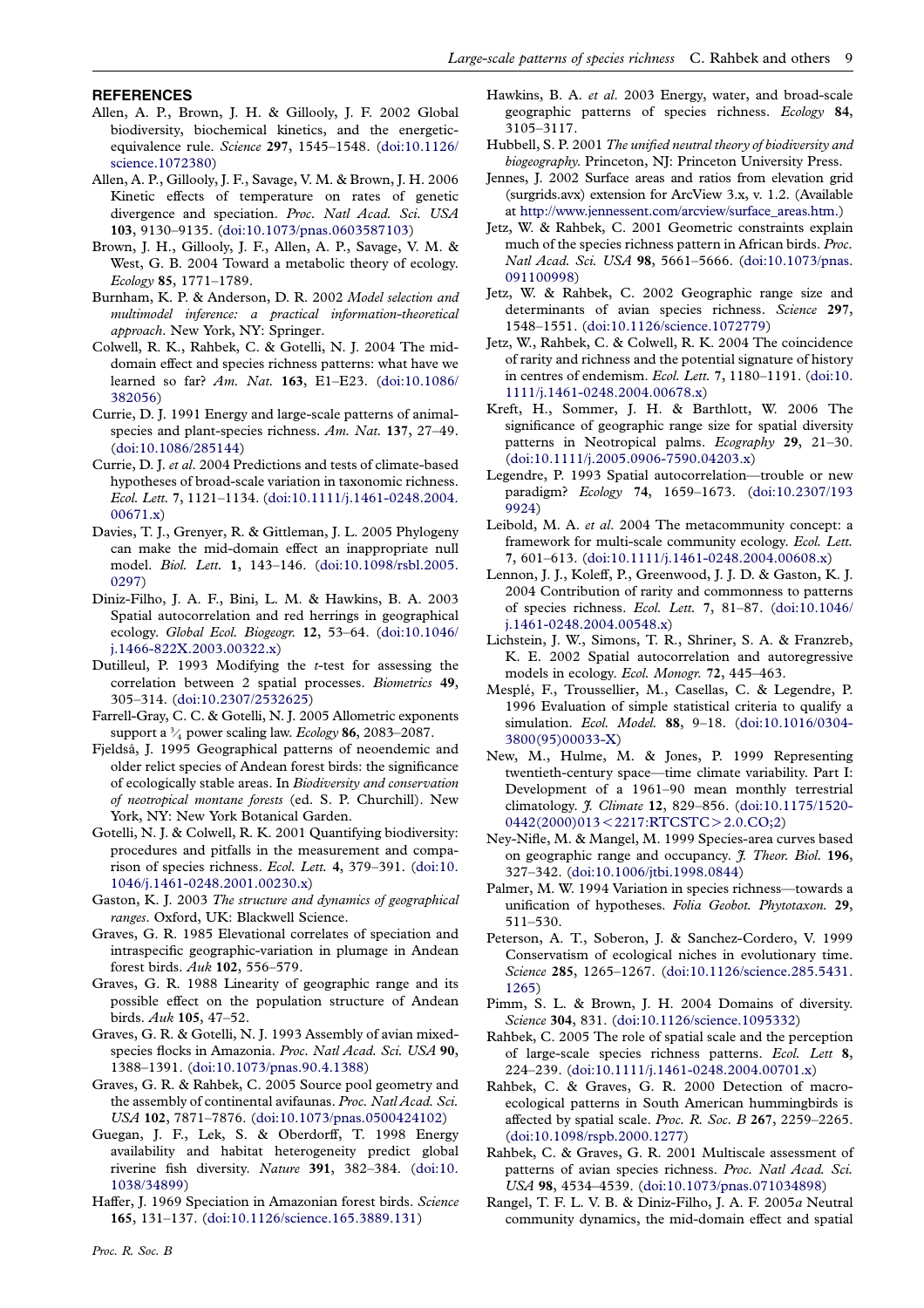## REFERENCES

Allen, A. P., Brown, J. H. & Gillooly, J. F. 2002 Global biodiversity, biochemical kinetics, and the energetic-equivalence rule. *Science* **297**, 1545–1548. (doi:10.1126/science.1072380)

Allen, A. P., Gillooly, J. F., Savage, V. M. & Brown, J. H. 2006 Kinetic effects of temperature on rates of genetic divergence and speciation. *Proc. Natl Acad. Sci. USA* **103**, 9130–9135. (doi:10.1073/pnas.0603587103)

Brown, J. H., Gillooly, J. F., Allen, A. P., Savage, V. M. & West, G. B. 2004 Toward a metabolic theory of ecology. *Ecology* **85**, 1771–1789.

Burnham, K. P. & Anderson, D. R. 2002 *Model selection and multimodel inference: a practical information-theoretical approach*. New York, NY: Springer.

Colwell, R. K., Rahbek, C. & Gotelli, N. J. 2004 The mid-domain effect and species richness patterns: what have we learned so far? *Am. Nat.* **163**, E1–E23. (doi:10.1086/382056)

Currie, D. J. 1991 Energy and large-scale patterns of animal-species and plant-species richness. *Am. Nat.* **137**, 27–49. (doi:10.1086/285144)

Currie, D. J. *et al*. 2004 Predictions and tests of climate-based hypotheses of broad-scale variation in taxonomic richness. *Ecol. Lett.* **7**, 1121–1134. (doi:10.1111/j.1461-0248.2004.00671.x)

Davies, T. J., Grenyer, R. & Gittleman, J. L. 2005 Phylogeny can make the mid-domain effect an inappropriate null model. *Biol. Lett.* **1**, 143–146. (doi:10.1098/rsbl.2005.0297)

Diniz-Filho, J. A. F., Bini, L. M. & Hawkins, B. A. 2003 Spatial autocorrelation and red herrings in geographical ecology. *Global Ecol. Biogeogr.* **12**, 53–64. (doi:10.1046/j.1466-822X.2003.00322.x)

Dutilleul, P. 1993 Modifying the *t*-test for assessing the correlation between 2 spatial processes. *Biometrics* **49**, 305–314. (doi:10.2307/2532625)

Farrell-Gray, C. C. & Gotelli, N. J. 2005 Allometric exponents support a $^{3}/_{4}$ power scaling law. *Ecology* **86**, 2083–2087.

Fjeldså, J. 1995 Geographical patterns of neoendemic and older relict species of Andean forest birds: the significance of ecologically stable areas. In *Biodiversity and conservation of neotropical montane forests* (ed. S. P. Churchill). New York, NY: New York Botanical Garden.

Gotelli, N. J. & Colwell, R. K. 2001 Quantifying biodiversity: procedures and pitfalls in the measurement and comparison of species richness. *Ecol. Lett.* **4**, 379–391. (doi:10.1046/j.1461-0248.2001.00230.x)

Gaston, K. J. 2003 *The structure and dynamics of geographical ranges*. Oxford, UK: Blackwell Science.

Graves, G. R. 1985 Elevational correlates of speciation and intraspecific geographic-variation in plumage in Andean forest birds. *Auk* **102**, 556–579.

Graves, G. R. 1988 Linearity of geographic range and its possible effect on the population structure of Andean birds. *Auk* **105**, 47–52.

Graves, G. R. & Gotelli, N. J. 1993 Assembly of avian mixed-species flocks in Amazonia. *Proc. Natl Acad. Sci. USA* **90**, 1388–1391. (doi:10.1073/pnas.90.4.1388)

Graves, G. R. & Rahbek, C. 2005 Source pool geometry and the assembly of continental avifaunas. *Proc. Natl Acad. Sci. USA* **102**, 7871–7876. (doi:10.1073/pnas.0500424102)

Guegan, J. F., Lek, S. & Oberdorff, T. 1998 Energy availability and habitat heterogeneity predict global riverine fish diversity. *Nature* **391**, 382–384. (doi:10.1038/34899)

Haffer, J. 1969 Speciation in Amazonian forest birds. *Science* **165**, 131–137. (doi:10.1126/science.165.3889.131)

Hawkins, B. A. *et al*. 2003 Energy, water, and broad-scale geographic patterns of species richness. *Ecology* **84**, 3105–3117.

Hubbell, S. P. 2001 *The unified neutral theory of biodiversity and biogeography*. Princeton, NJ: Princeton University Press.

Jennes, J. 2002 Surface areas and ratios from elevation grid (surgrids.avx) extension for ArcView 3.x, v. 1.2. (Available at http://www.jennessent.com/arcview/surface_areas.htm.)

Jetz, W. & Rahbek, C. 2001 Geometric constraints explain much of the species richness pattern in African birds. *Proc. Natl Acad. Sci. USA* **98**, 5661–5666. (doi:10.1073/pnas.091100998)

Jetz, W. & Rahbek, C. 2002 Geographic range size and determinants of avian species richness. *Science* **297**, 1548–1551. (doi:10.1126/science.1072779)

Jetz, W., Rahbek, C. & Colwell, R. K. 2004 The coincidence of rarity and richness and the potential signature of history in centres of endemism. *Ecol. Lett.* **7**, 1180–1191. (doi:10.1111/j.1461-0248.2004.00678.x)

Kreft, H., Sommer, J. H. & Barthlott, W. 2006 The significance of geographic range size for spatial diversity patterns in Neotropical palms. *Ecography* **29**, 21–30. (doi:10.1111/j.2005.0906-7590.04203.x)

Legendre, P. 1993 Spatial autocorrelation—trouble or new paradigm? *Ecology* **74**, 1659–1673. (doi:10.2307/1939924)

Leibold, M. A. *et al*. 2004 The metacommunity concept: a framework for multi-scale community ecology. *Ecol. Lett.* **7**, 601–613. (doi:10.1111/j.1461-0248.2004.00608.x)

Lennon, J. J., Koleff, P., Greenwood, J. J. D. & Gaston, K. J. 2004 Contribution of rarity and commonness to patterns of species richness. *Ecol. Lett.* **7**, 81–87. (doi:10.1046/j.1461-0248.2004.00548.x)

Lichstein, J. W., Simons, T. R., Shriner, S. A. & Franzreb, K. E. 2002 Spatial autocorrelation and autoregressive models in ecology. *Ecol. Monogr.* **72**, 445–463.

Mesplé, F., Troussellier, M., Casellas, C. & Legendre, P. 1996 Evaluation of simple statistical criteria to qualify a simulation. *Ecol. Model.* **88**, 9–18. (doi:10.1016/0304-3800(95)00033-X)

New, M., Hulme, M. & Jones, P. 1999 Representing twentieth-century space—time climate variability. Part I: Development of a 1961–90 mean monthly terrestrial climatology. *J. Climate* **12**, 829–856. (doi:10.1175/1520-0442(2000)013<2217:RTCSTC>2.0.CO;2)

Ney-Nifle, M. & Mangel, M. 1999 Species-area curves based on geographic range and occupancy. *J. Theor. Biol.* **196**, 327–342. (doi:10.1006/jtbi.1998.0844)

Palmer, M. W. 1994 Variation in species richness—towards a unification of hypotheses. *Folia Geobot. Phytotaxon.* **29**, 511–530.

Peterson, A. T., Soberon, J. & Sanchez-Cordero, V. 1999 Conservatism of ecological niches in evolutionary time. *Science* **285**, 1265–1267. (doi:10.1126/science.285.5431.1265)

Pimm, S. L. & Brown, J. H. 2004 Domains of diversity. *Science* **304**, 831. (doi:10.1126/science.1095332)

Rahbek, C. 2005 The role of spatial scale and the perception of large-scale species richness patterns. *Ecol. Lett* **8**, 224–239. (doi:10.1111/j.1461-0248.2004.00701.x)

Rahbek, C. & Graves, G. R. 2000 Detection of macro-ecological patterns in South American hummingbirds is affected by spatial scale. *Proc. R. Soc. B* **267**, 2259–2265. (doi:10.1098/rspb.2000.1277)

Rahbek, C. & Graves, G. R. 2001 Multiscale assessment of patterns of avian species richness. *Proc. Natl Acad. Sci. USA* **98**, 4534–4539. (doi:10.1073/pnas.071034898)

Rangel, T. F. L. V. B. & Diniz-Filho, J. A. F. 2005*a* Neutral community dynamics, the mid-domain effect and spatial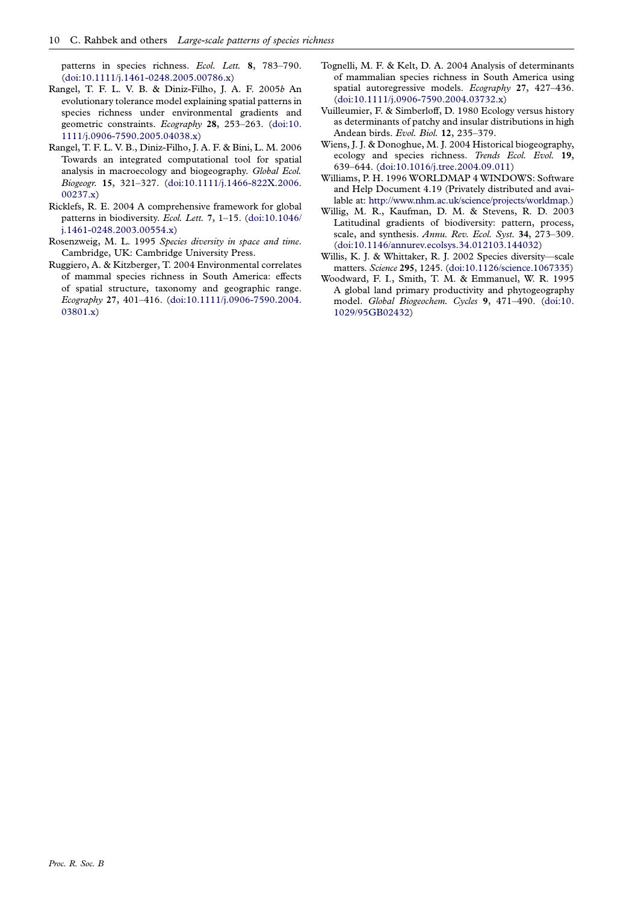patterns in species richness. *Ecol. Lett.* **8**, 783–790. (doi:10.1111/j.1461-0248.2005.00786.x)

Rangel, T. F. L. V. B. & Diniz-Filho, J. A. F. 2005*b* An evolutionary tolerance model explaining spatial patterns in species richness under environmental gradients and geometric constraints. *Ecography* **28**, 253–263. (doi:10.1111/j.0906-7590.2005.04038.x)

Rangel, T. F. L. V. B., Diniz-Filho, J. A. F. & Bini, L. M. 2006 Towards an integrated computational tool for spatial analysis in macroecology and biogeography. *Global Ecol. Biogeogr.* **15**, 321–327. (doi:10.1111/j.1466-822X.2006.00237.x)

Ricklefs, R. E. 2004 A comprehensive framework for global patterns in biodiversity. *Ecol. Lett.* **7**, 1–15. (doi:10.1046/j.1461-0248.2003.00554.x)

Rosenzweig, M. L. 1995 *Species diversity in space and time*. Cambridge, UK: Cambridge University Press.

Ruggiero, A. & Kitzberger, T. 2004 Environmental correlates of mammal species richness in South America: effects of spatial structure, taxonomy and geographic range. *Ecography* **27**, 401–416. (doi:10.1111/j.0906-7590.2004.03801.x)

Tognelli, M. F. & Kelt, D. A. 2004 Analysis of determinants of mammalian species richness in South America using spatial autoregressive models. *Ecography* **27**, 427–436. (doi:10.1111/j.0906-7590.2004.03732.x)

Vuilleumier, F. & Simberloff, D. 1980 Ecology versus history as determinants of patchy and insular distributions in high Andean birds. *Evol. Biol.* **12**, 235–379.

Wiens, J. J. & Donoghue, M. J. 2004 Historical biogeography, ecology and species richness. *Trends Ecol. Evol.* **19**, 639–644. (doi:10.1016/j.tree.2004.09.011)

Williams, P. H. 1996 WORLDMAP 4 WINDOWS: Software and Help Document 4.19 (Privately distributed and available at: http://www.nhm.ac.uk/science/projects/worldmap.)

Willig, M. R., Kaufman, D. M. & Stevens, R. D. 2003 Latitudinal gradients of biodiversity: pattern, process, scale, and synthesis. *Annu. Rev. Ecol. Syst.* **34**, 273–309. (doi:10.1146/annurev.ecolsys.34.012103.144032)

Willis, K. J. & Whittaker, R. J. 2002 Species diversity—scale matters. *Science* **295**, 1245. (doi:10.1126/science.1067335)

Woodward, F. I., Smith, T. M. & Emmanuel, W. R. 1995 A global land primary productivity and phytogeography model. *Global Biogeochem. Cycles* **9**, 471–490. (doi:10.1029/95GB02432)